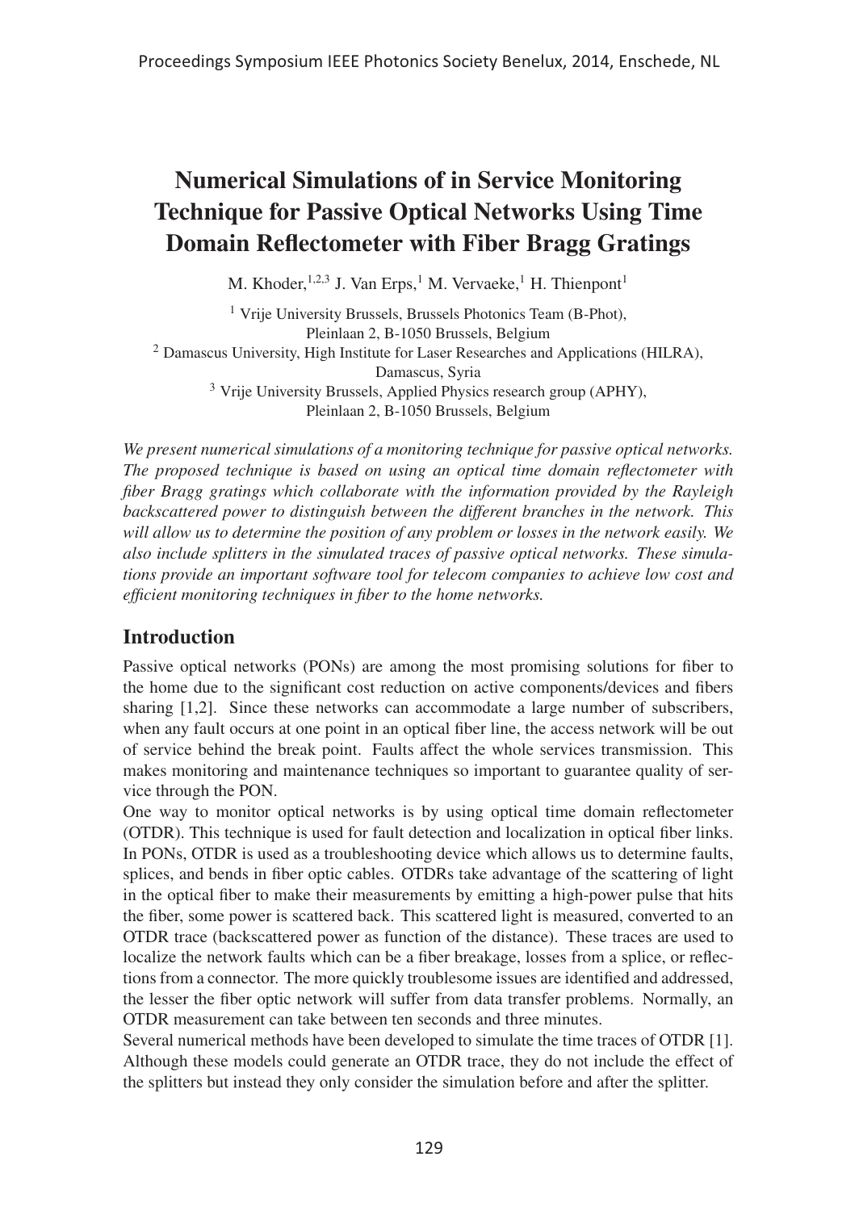# Numerical Simulations of in Service Monitoring Technique for Passive Optical Networks Using Time Domain Reflectometer with Fiber Bragg Gratings

M. Khoder,[1,2,3] J. Van Erps,[1] M. Vervaeke,[1] H. Thienpont[1]

[1] Vrije University Brussels, Brussels Photonics Team (B-Phot), Pleinlaan 2, B-1050 Brussels, Belgium
[2] Damascus University, High Institute for Laser Researches and Applications (HILRA), Damascus, Syria
[3] Vrije University Brussels, Applied Physics research group (APHY), Pleinlaan 2, B-1050 Brussels, Belgium

*We present numerical simulations of a monitoring technique for passive optical networks. The proposed technique is based on using an optical time domain reflectometer with fiber Bragg gratings which collaborate with the information provided by the Rayleigh backscattered power to distinguish between the different branches in the network. This will allow us to determine the position of any problem or losses in the network easily. We also include splitters in the simulated traces of passive optical networks. These simulations provide an important software tool for telecom companies to achieve low cost and efficient monitoring techniques in fiber to the home networks.*

## Introduction

Passive optical networks (PONs) are among the most promising solutions for fiber to the home due to the significant cost reduction on active components/devices and fibers sharing [1,2]. Since these networks can accommodate a large number of subscribers, when any fault occurs at one point in an optical fiber line, the access network will be out of service behind the break point. Faults affect the whole services transmission. This makes monitoring and maintenance techniques so important to guarantee quality of service through the PON.

One way to monitor optical networks is by using optical time domain reflectometer (OTDR). This technique is used for fault detection and localization in optical fiber links. In PONs, OTDR is used as a troubleshooting device which allows us to determine faults, splices, and bends in fiber optic cables. OTDRs take advantage of the scattering of light in the optical fiber to make their measurements by emitting a high-power pulse that hits the fiber, some power is scattered back. This scattered light is measured, converted to an OTDR trace (backscattered power as function of the distance). These traces are used to localize the network faults which can be a fiber breakage, losses from a splice, or reflections from a connector. The more quickly troublesome issues are identified and addressed, the lesser the fiber optic network will suffer from data transfer problems. Normally, an OTDR measurement can take between ten seconds and three minutes.

Several numerical methods have been developed to simulate the time traces of OTDR [1]. Although these models could generate an OTDR trace, they do not include the effect of the splitters but instead they only consider the simulation before and after the splitter.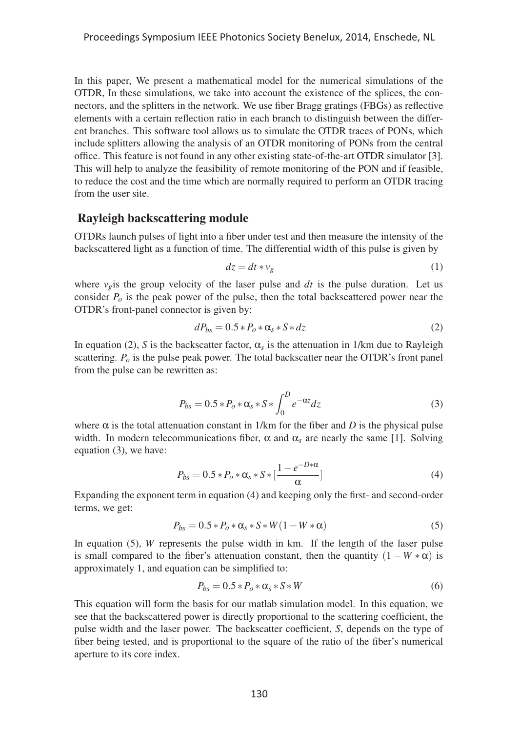In this paper, We present a mathematical model for the numerical simulations of the OTDR, In these simulations, we take into account the existence of the splices, the connectors, and the splitters in the network. We use fiber Bragg gratings (FBGs) as reflective elements with a certain reflection ratio in each branch to distinguish between the different branches. This software tool allows us to simulate the OTDR traces of PONs, which include splitters allowing the analysis of an OTDR monitoring of PONs from the central office. This feature is not found in any other existing state-of-the-art OTDR simulator [3]. This will help to analyze the feasibility of remote monitoring of the PON and if feasible, to reduce the cost and the time which are normally required to perform an OTDR tracing from the user site.

## Rayleigh backscattering module

OTDRs launch pulses of light into a fiber under test and then measure the intensity of the backscattered light as a function of time. The differential width of this pulse is given by

$$dz = dt * v_g \tag{1}$$

where $v_g$is the group velocity of the laser pulse and $dt$ is the pulse duration. Let us consider $P_o$ is the peak power of the pulse, then the total backscattered power near the OTDR's front-panel connector is given by:

$$dP_{bs} = 0.5 * P_o * \alpha_s * S * dz \tag{2}$$

In equation (2), $S$ is the backscatter factor, $\alpha_s$ is the attenuation in 1/km due to Rayleigh scattering. $P_o$ is the pulse peak power. The total backscatter near the OTDR's front panel from the pulse can be rewritten as:

$$P_{bs} = 0.5 * P_o * \alpha_s * S * \int_0^D e^{-\alpha z} dz \tag{3}$$

where $\alpha$ is the total attenuation constant in 1/km for the fiber and $D$ is the physical pulse width. In modern telecommunications fiber, $\alpha$ and $\alpha_s$ are nearly the same [1]. Solving equation (3), we have:

$$P_{bs} = 0.5 * P_o * \alpha_s * S * [\frac{1 - e^{-D*\alpha}}{\alpha}] \tag{4}$$

Expanding the exponent term in equation (4) and keeping only the first- and second-order terms, we get:

$$P_{bs} = 0.5 * P_o * \alpha_s * S * W(1 - W * \alpha) \tag{5}$$

In equation (5), $W$ represents the pulse width in km. If the length of the laser pulse is small compared to the fiber's attenuation constant, then the quantity $(1 - W * \alpha)$ is approximately 1, and equation can be simplified to:

$$P_{bs} = 0.5 * P_o * \alpha_s * S * W \tag{6}$$

This equation will form the basis for our matlab simulation model. In this equation, we see that the backscattered power is directly proportional to the scattering coefficient, the pulse width and the laser power. The backscatter coefficient, $S$, depends on the type of fiber being tested, and is proportional to the square of the ratio of the fiber's numerical aperture to its core index.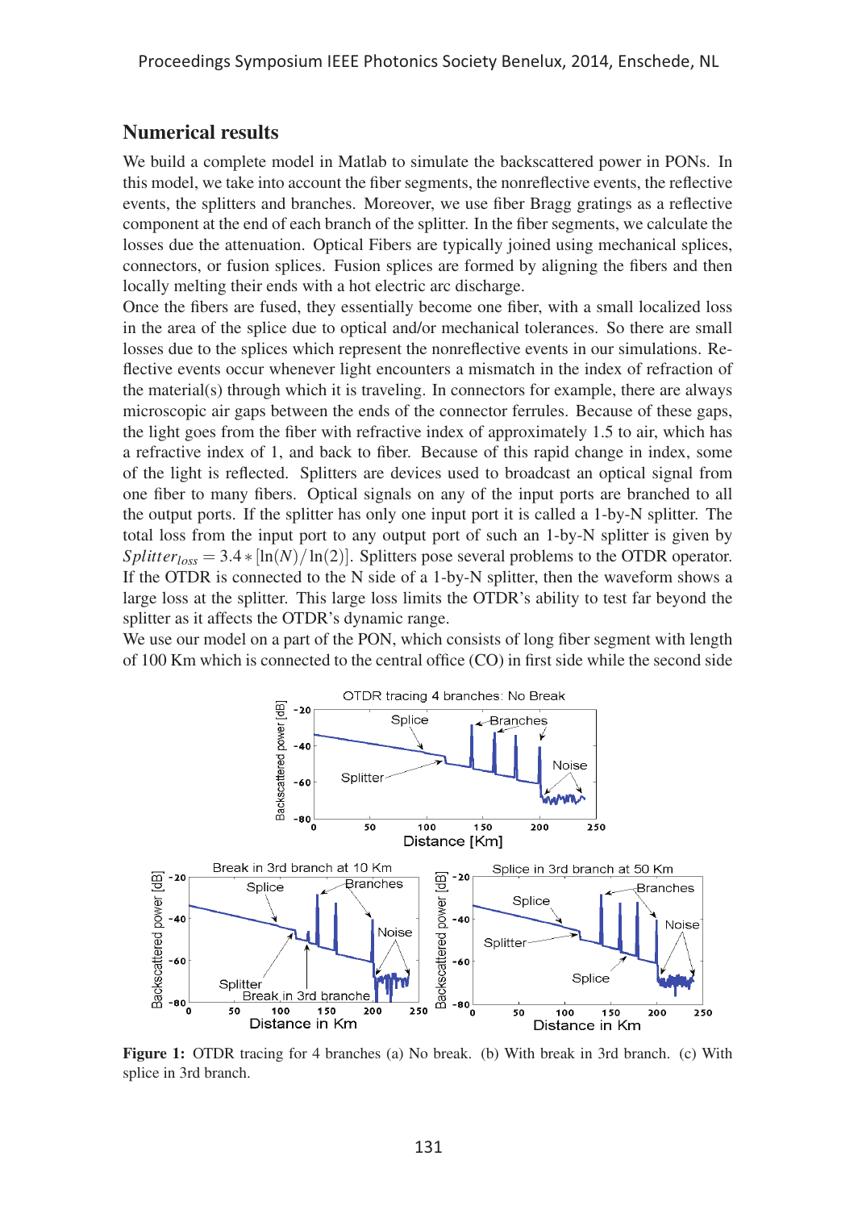## Numerical results

We build a complete model in Matlab to simulate the backscattered power in PONs. In this model, we take into account the fiber segments, the nonreflective events, the reflective events, the splitters and branches. Moreover, we use fiber Bragg gratings as a reflective component at the end of each branch of the splitter. In the fiber segments, we calculate the losses due the attenuation. Optical Fibers are typically joined using mechanical splices, connectors, or fusion splices. Fusion splices are formed by aligning the fibers and then locally melting their ends with a hot electric arc discharge.

Once the fibers are fused, they essentially become one fiber, with a small localized loss in the area of the splice due to optical and/or mechanical tolerances. So there are small losses due to the splices which represent the nonreflective events in our simulations. Reflective events occur whenever light encounters a mismatch in the index of refraction of the material(s) through which it is traveling. In connectors for example, there are always microscopic air gaps between the ends of the connector ferrules. Because of these gaps, the light goes from the fiber with refractive index of approximately 1.5 to air, which has a refractive index of 1, and back to fiber. Because of this rapid change in index, some of the light is reflected. Splitters are devices used to broadcast an optical signal from one fiber to many fibers. Optical signals on any of the input ports are branched to all the output ports. If the splitter has only one input port it is called a 1-by-N splitter. The total loss from the input port to any output port of such an 1-by-N splitter is given by $Splitter_{loss} = 3.4 * [\ln(N)/\ln(2)]$. Splitters pose several problems to the OTDR operator. If the OTDR is connected to the N side of a 1-by-N splitter, then the waveform shows a large loss at the splitter. This large loss limits the OTDR's ability to test far beyond the splitter as it affects the OTDR's dynamic range.

We use our model on a part of the PON, which consists of long fiber segment with length of 100 Km which is connected to the central office (CO) in first side while the second side

**Figure 1:** OTDR tracing for 4 branches (a) No break. (b) With break in 3rd branch. (c) With splice in 3rd branch.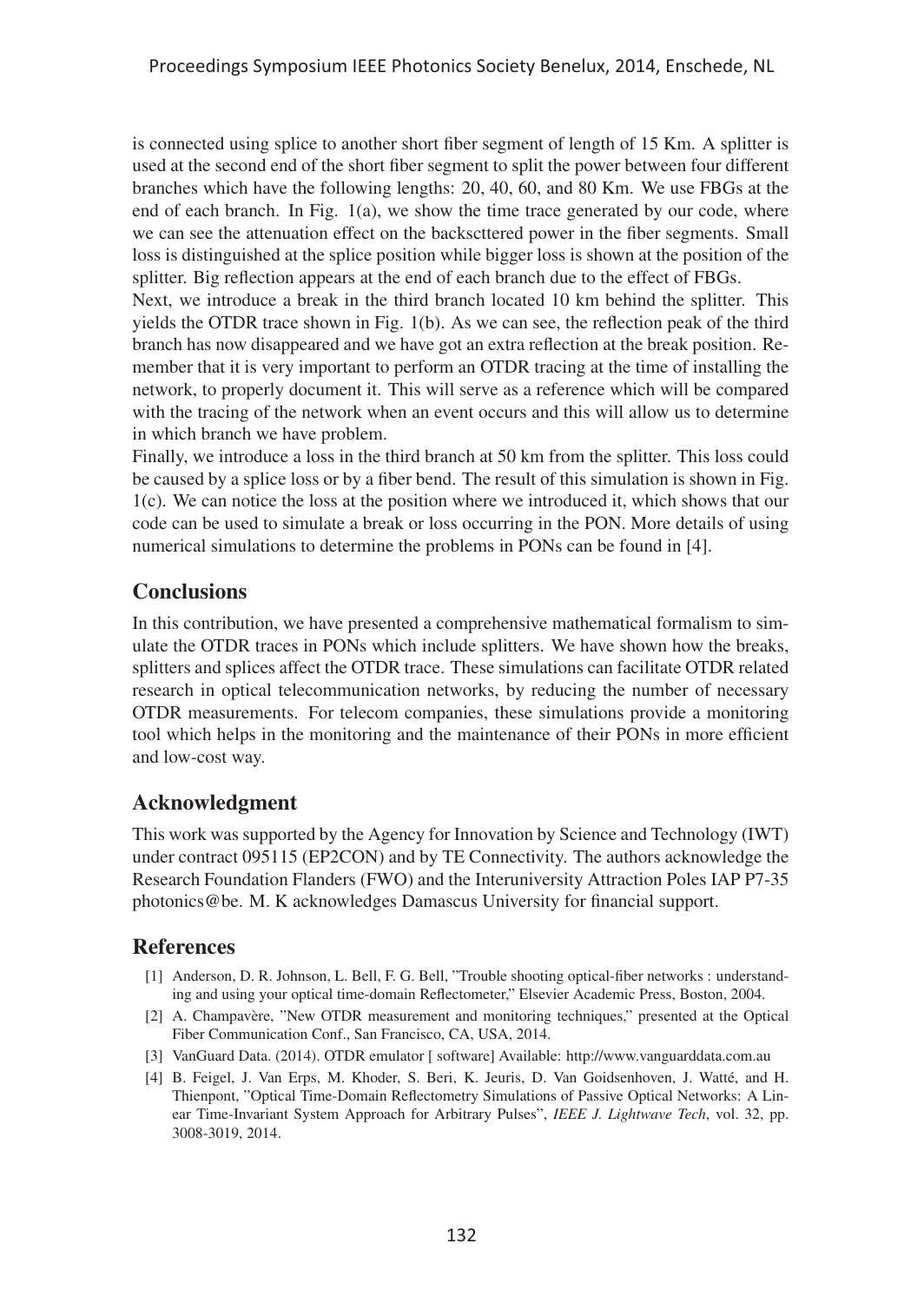is connected using splice to another short fiber segment of length of 15 Km. A splitter is used at the second end of the short fiber segment to split the power between four different branches which have the following lengths: 20, 40, 60, and 80 Km. We use FBGs at the end of each branch. In Fig. 1(a), we show the time trace generated by our code, where we can see the attenuation effect on the backscttered power in the fiber segments. Small loss is distinguished at the splice position while bigger loss is shown at the position of the splitter. Big reflection appears at the end of each branch due to the effect of FBGs.
Next, we introduce a break in the third branch located 10 km behind the splitter. This yields the OTDR trace shown in Fig. 1(b). As we can see, the reflection peak of the third branch has now disappeared and we have got an extra reflection at the break position. Remember that it is very important to perform an OTDR tracing at the time of installing the network, to properly document it. This will serve as a reference which will be compared with the tracing of the network when an event occurs and this will allow us to determine in which branch we have problem.
Finally, we introduce a loss in the third branch at 50 km from the splitter. This loss could be caused by a splice loss or by a fiber bend. The result of this simulation is shown in Fig. 1(c). We can notice the loss at the position where we introduced it, which shows that our code can be used to simulate a break or loss occurring in the PON. More details of using numerical simulations to determine the problems in PONs can be found in [4].

## Conclusions

In this contribution, we have presented a comprehensive mathematical formalism to simulate the OTDR traces in PONs which include splitters. We have shown how the breaks, splitters and splices affect the OTDR trace. These simulations can facilitate OTDR related research in optical telecommunication networks, by reducing the number of necessary OTDR measurements. For telecom companies, these simulations provide a monitoring tool which helps in the monitoring and the maintenance of their PONs in more efficient and low-cost way.

## Acknowledgment

This work was supported by the Agency for Innovation by Science and Technology (IWT) under contract 095115 (EP2CON) and by TE Connectivity. The authors acknowledge the Research Foundation Flanders (FWO) and the Interuniversity Attraction Poles IAP P7-35 photonics@be. M. K acknowledges Damascus University for financial support.

## References

[1] Anderson, D. R. Johnson, L. Bell, F. G. Bell, "Trouble shooting optical-fiber networks : understanding and using your optical time-domain Reflectometer," Elsevier Academic Press, Boston, 2004.

[2] A. Champavère, "New OTDR measurement and monitoring techniques," presented at the Optical Fiber Communication Conf., San Francisco, CA, USA, 2014.

[3] VanGuard Data. (2014). OTDR emulator [ software] Available: http://www.vanguarddata.com.au

[4] B. Feigel, J. Van Erps, M. Khoder, S. Beri, K. Jeuris, D. Van Goidsenhoven, J. Watté, and H. Thienpont, "Optical Time-Domain Reflectometry Simulations of Passive Optical Networks: A Linear Time-Invariant System Approach for Arbitrary Pulses", *IEEE J. Lightwave Tech*, vol. 32, pp. 3008-3019, 2014.